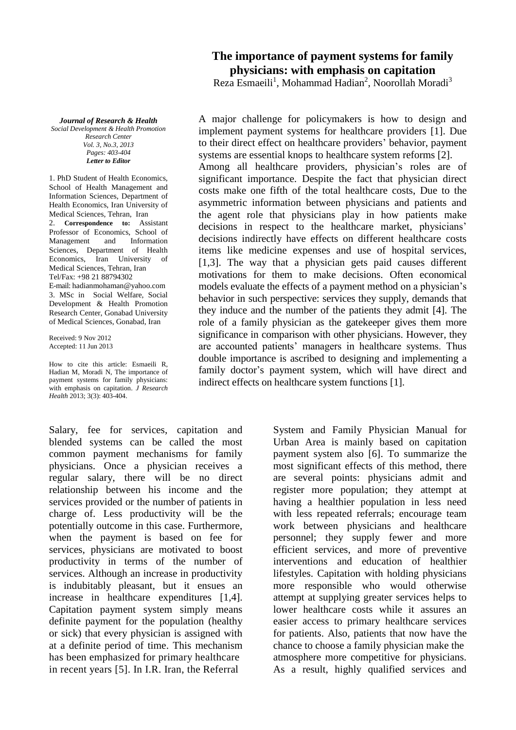# The importance of payment systems for family physicians: with emphasis on capitation

Reza Esmaeili[1], Mohammad Hadian[2], Noorollah Moradi[3]

***Journal of Research & Health***
*Social Development & Health Promotion Research Center*
*Vol. 3, No.3, 2013*
*Pages: 403-404*
***Letter to Editor***

1. PhD Student of Health Economics, School of Health Management and Information Sciences, Department of Health Economics, Iran University of Medical Sciences, Tehran, Iran
2. **Correspondence to:** Assistant Professor of Economics, School of Management and Information Sciences, Department of Health Economics, Iran University of Medical Sciences, Tehran, Iran
Tel/Fax: +98 21 88794302
E-mail: hadianmohaman@yahoo.com
3. MSc in Social Welfare, Social Development & Health Promotion Research Center, Gonabad University of Medical Sciences, Gonabad, Iran

Received: 9 Nov 2012
Accepted: 11 Jun 2013

How to cite this article: Esmaeili R, Hadian M, Moradi N, The importance of payment systems for family physicians: with emphasis on capitation. *J Research Health* 2013; 3(3): 403-404.

A major challenge for policymakers is how to design and implement payment systems for healthcare providers [1]. Due to their direct effect on healthcare providers' behavior, payment systems are essential knops to healthcare system reforms [2]. Among all healthcare providers, physician's roles are of significant importance. Despite the fact that physician direct costs make one fifth of the total healthcare costs, Due to the asymmetric information between physicians and patients and the agent role that physicians play in how patients make decisions in respect to the healthcare market, physicians' decisions indirectly have effects on different healthcare costs items like medicine expenses and use of hospital services, [1,3]. The way that a physician gets paid causes different motivations for them to make decisions. Often economical models evaluate the effects of a payment method on a physician's behavior in such perspective: services they supply, demands that they induce and the number of the patients they admit [4]. The role of a family physician as the gatekeeper gives them more significance in comparison with other physicians. However, they are accounted patients' managers in healthcare systems. Thus double importance is ascribed to designing and implementing a family doctor's payment system, which will have direct and indirect effects on healthcare system functions [1].

Salary, fee for services, capitation and blended systems can be called the most common payment mechanisms for family physicians. Once a physician receives a regular salary, there will be no direct relationship between his income and the services provided or the number of patients in charge of. Less productivity will be the potentially outcome in this case. Furthermore, when the payment is based on fee for services, physicians are motivated to boost productivity in terms of the number of services. Although an increase in productivity is indubitably pleasant, but it ensues an increase in healthcare expenditures [1,4]. Capitation payment system simply means definite payment for the population (healthy or sick) that every physician is assigned with at a definite period of time. This mechanism has been emphasized for primary healthcare in recent years [5]. In I.R. Iran, the Referral System and Family Physician Manual for Urban Area is mainly based on capitation payment system also [6]. To summarize the most significant effects of this method, there are several points: physicians admit and register more population; they attempt at having a healthier population in less need with less repeated referrals; encourage team work between physicians and healthcare personnel; they supply fewer and more efficient services, and more of preventive interventions and education of healthier lifestyles. Capitation with holding physicians more responsible who would otherwise attempt at supplying greater services helps to lower healthcare costs while it assures an easier access to primary healthcare services for patients. Also, patients that now have the chance to choose a family physician make the atmosphere more competitive for physicians. As a result, highly qualified services and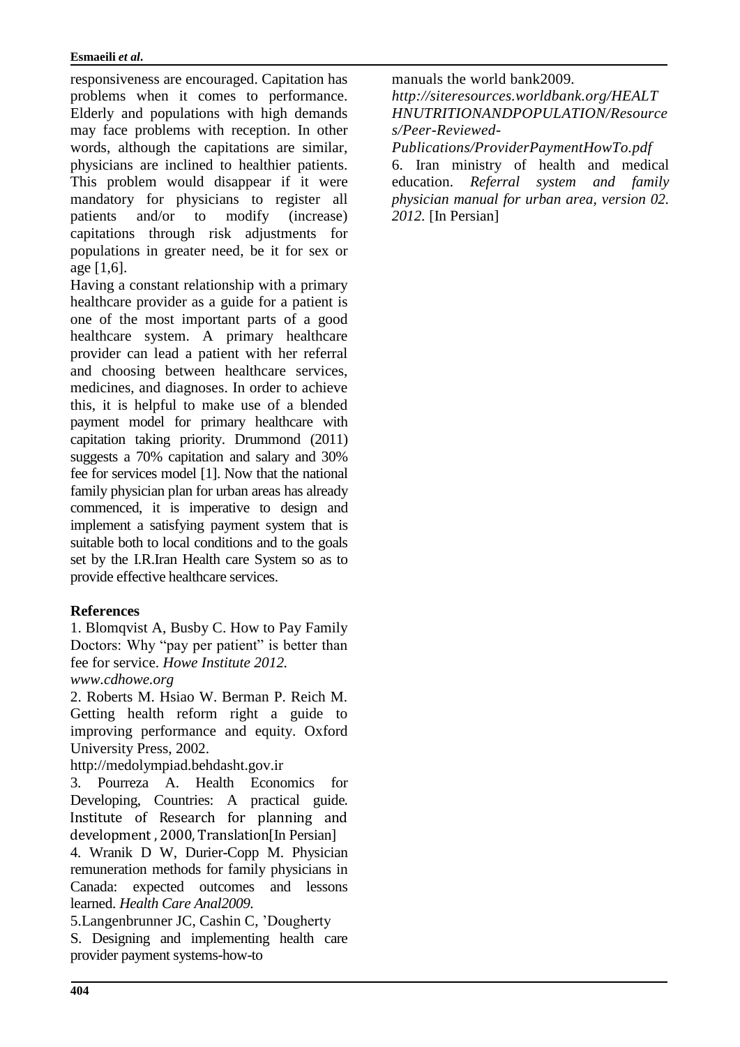responsiveness are encouraged. Capitation has problems when it comes to performance. Elderly and populations with high demands may face problems with reception. In other words, although the capitations are similar, physicians are inclined to healthier patients. This problem would disappear if it were mandatory for physicians to register all patients and/or to modify (increase) capitations through risk adjustments for populations in greater need, be it for sex or age [1,6].

Having a constant relationship with a primary healthcare provider as a guide for a patient is one of the most important parts of a good healthcare system. A primary healthcare provider can lead a patient with her referral and choosing between healthcare services, medicines, and diagnoses. In order to achieve this, it is helpful to make use of a blended payment model for primary healthcare with capitation taking priority. Drummond (2011) suggests a 70% capitation and salary and 30% fee for services model [1]. Now that the national family physician plan for urban areas has already commenced, it is imperative to design and implement a satisfying payment system that is suitable both to local conditions and to the goals set by the I.R.Iran Health care System so as to provide effective healthcare services.

## References

1. Blomqvist A, Busby C. How to Pay Family Doctors: Why "pay per patient" is better than fee for service. *Howe Institute 2012. www.cdhowe.org*
2. Roberts M. Hsiao W. Berman P. Reich M. Getting health reform right a guide to improving performance and equity. Oxford University Press, 2002. http://medolympiad.behdasht.gov.ir
3. Pourreza A. Health Economics for Developing, Countries: A practical guide. Institute of Research for planning and development , 2000, Translation[In Persian]
4. Wranik D W, Durier-Copp M. Physician remuneration methods for family physicians in Canada: expected outcomes and lessons learned. *Health Care Anal2009.*
5. Langenbrunner JC, Cashin C, 'Dougherty S. Designing and implementing health care provider payment systems-how-to manuals the world bank2009. *http://siteresources.worldbank.org/HEALTHNUTRITIONANDPOPULATION/Resources/Peer-Reviewed-Publications/ProviderPaymentHowTo.pdf*
6. Iran ministry of health and medical education. *Referral system and family physician manual for urban area, version 02. 2012.* [In Persian]